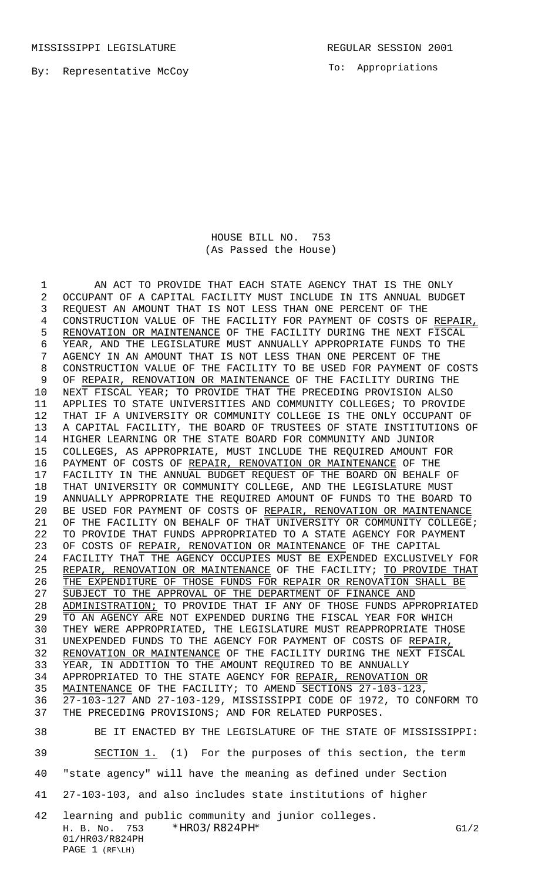MISSISSIPPI LEGISLATURE REGULAR SESSION 2001

By: Representative McCoy

To: Appropriations

HOUSE BILL NO. 753
(As Passed the House)

AN ACT TO PROVIDE THAT EACH STATE AGENCY THAT IS THE ONLY OCCUPANT OF A CAPITAL FACILITY MUST INCLUDE IN ITS ANNUAL BUDGET REQUEST AN AMOUNT THAT IS NOT LESS THAN ONE PERCENT OF THE CONSTRUCTION VALUE OF THE FACILITY FOR PAYMENT OF COSTS OF REPAIR, RENOVATION OR MAINTENANCE OF THE FACILITY DURING THE NEXT FISCAL YEAR, AND THE LEGISLATURE MUST ANNUALLY APPROPRIATE FUNDS TO THE AGENCY IN AN AMOUNT THAT IS NOT LESS THAN ONE PERCENT OF THE CONSTRUCTION VALUE OF THE FACILITY TO BE USED FOR PAYMENT OF COSTS OF REPAIR, RENOVATION OR MAINTENANCE OF THE FACILITY DURING THE NEXT FISCAL YEAR; TO PROVIDE THAT THE PRECEDING PROVISION ALSO APPLIES TO STATE UNIVERSITIES AND COMMUNITY COLLEGES; TO PROVIDE THAT IF A UNIVERSITY OR COMMUNITY COLLEGE IS THE ONLY OCCUPANT OF A CAPITAL FACILITY, THE BOARD OF TRUSTEES OF STATE INSTITUTIONS OF HIGHER LEARNING OR THE STATE BOARD FOR COMMUNITY AND JUNIOR COLLEGES, AS APPROPRIATE, MUST INCLUDE THE REQUIRED AMOUNT FOR PAYMENT OF COSTS OF REPAIR, RENOVATION OR MAINTENANCE OF THE FACILITY IN THE ANNUAL BUDGET REQUEST OF THE BOARD ON BEHALF OF THAT UNIVERSITY OR COMMUNITY COLLEGE, AND THE LEGISLATURE MUST ANNUALLY APPROPRIATE THE REQUIRED AMOUNT OF FUNDS TO THE BOARD TO BE USED FOR PAYMENT OF COSTS OF REPAIR, RENOVATION OR MAINTENANCE OF THE FACILITY ON BEHALF OF THAT UNIVERSITY OR COMMUNITY COLLEGE; TO PROVIDE THAT FUNDS APPROPRIATED TO A STATE AGENCY FOR PAYMENT OF COSTS OF REPAIR, RENOVATION OR MAINTENANCE OF THE CAPITAL FACILITY THAT THE AGENCY OCCUPIES MUST BE EXPENDED EXCLUSIVELY FOR REPAIR, RENOVATION OR MAINTENANCE OF THE FACILITY; TO PROVIDE THAT THE EXPENDITURE OF THOSE FUNDS FOR REPAIR OR RENOVATION SHALL BE SUBJECT TO THE APPROVAL OF THE DEPARTMENT OF FINANCE AND ADMINISTRATION; TO PROVIDE THAT IF ANY OF THOSE FUNDS APPROPRIATED TO AN AGENCY ARE NOT EXPENDED DURING THE FISCAL YEAR FOR WHICH THEY WERE APPROPRIATED, THE LEGISLATURE MUST REAPPROPRIATE THOSE UNEXPENDED FUNDS TO THE AGENCY FOR PAYMENT OF COSTS OF REPAIR, RENOVATION OR MAINTENANCE OF THE FACILITY DURING THE NEXT FISCAL YEAR, IN ADDITION TO THE AMOUNT REQUIRED TO BE ANNUALLY APPROPRIATED TO THE STATE AGENCY FOR REPAIR, RENOVATION OR MAINTENANCE OF THE FACILITY; TO AMEND SECTIONS 27-103-123, 27-103-127 AND 27-103-129, MISSISSIPPI CODE OF 1972, TO CONFORM TO THE PRECEDING PROVISIONS; AND FOR RELATED PURPOSES.

BE IT ENACTED BY THE LEGISLATURE OF THE STATE OF MISSISSIPPI:

SECTION 1. (1) For the purposes of this section, the term "state agency" will have the meaning as defined under Section 27-103-103, and also includes state institutions of higher learning and public community and junior colleges.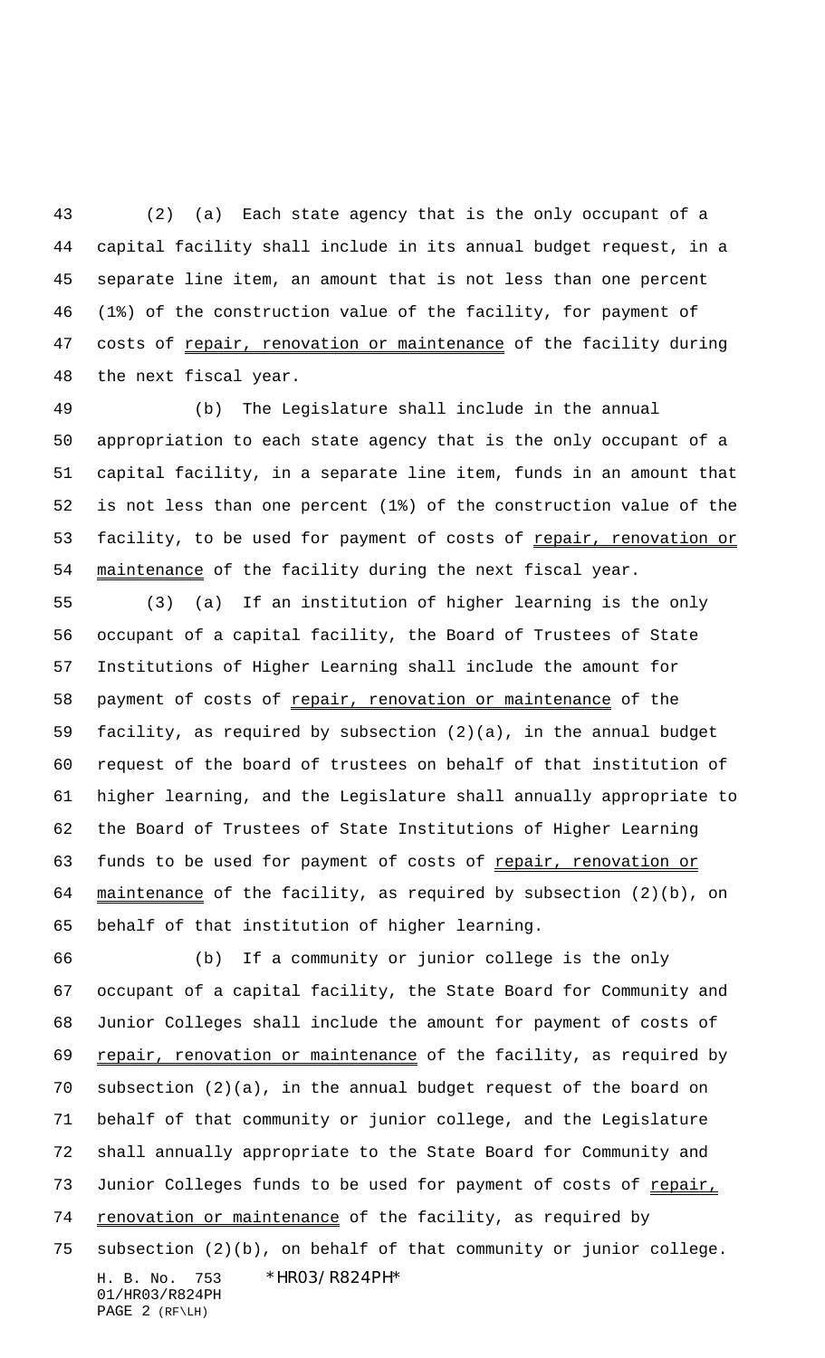(2) (a) Each state agency that is the only occupant of a capital facility shall include in its annual budget request, in a separate line item, an amount that is not less than one percent (1%) of the construction value of the facility, for payment of costs of repair, renovation or maintenance of the facility during the next fiscal year.

(b) The Legislature shall include in the annual appropriation to each state agency that is the only occupant of a capital facility, in a separate line item, funds in an amount that is not less than one percent (1%) of the construction value of the facility, to be used for payment of costs of repair, renovation or maintenance of the facility during the next fiscal year.

(3) (a) If an institution of higher learning is the only occupant of a capital facility, the Board of Trustees of State Institutions of Higher Learning shall include the amount for payment of costs of repair, renovation or maintenance of the facility, as required by subsection (2)(a), in the annual budget request of the board of trustees on behalf of that institution of higher learning, and the Legislature shall annually appropriate to the Board of Trustees of State Institutions of Higher Learning funds to be used for payment of costs of repair, renovation or maintenance of the facility, as required by subsection (2)(b), on behalf of that institution of higher learning.

(b) If a community or junior college is the only occupant of a capital facility, the State Board for Community and Junior Colleges shall include the amount for payment of costs of repair, renovation or maintenance of the facility, as required by subsection (2)(a), in the annual budget request of the board on behalf of that community or junior college, and the Legislature shall annually appropriate to the State Board for Community and Junior Colleges funds to be used for payment of costs of repair, renovation or maintenance of the facility, as required by subsection (2)(b), on behalf of that community or junior college.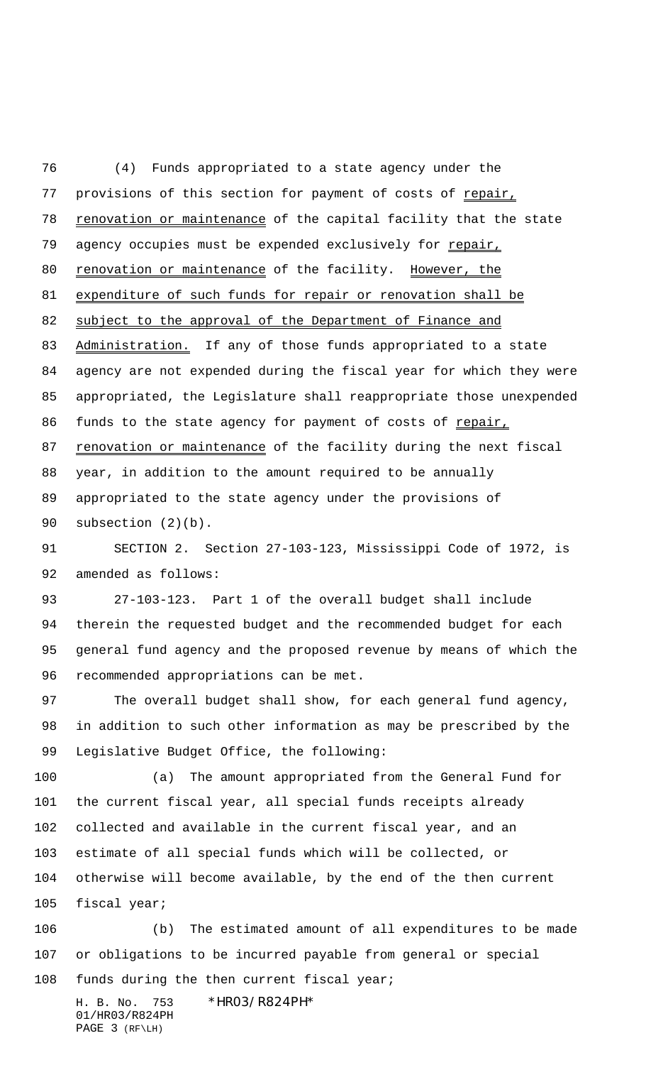(4) Funds appropriated to a state agency under the provisions of this section for payment of costs of repair, renovation or maintenance of the capital facility that the state agency occupies must be expended exclusively for repair, renovation or maintenance of the facility. However, the expenditure of such funds for repair or renovation shall be subject to the approval of the Department of Finance and Administration. If any of those funds appropriated to a state agency are not expended during the fiscal year for which they were appropriated, the Legislature shall reappropriate those unexpended funds to the state agency for payment of costs of repair, renovation or maintenance of the facility during the next fiscal year, in addition to the amount required to be annually appropriated to the state agency under the provisions of subsection (2)(b).

SECTION 2. Section 27-103-123, Mississippi Code of 1972, is amended as follows:

27-103-123. Part 1 of the overall budget shall include therein the requested budget and the recommended budget for each general fund agency and the proposed revenue by means of which the recommended appropriations can be met.

The overall budget shall show, for each general fund agency, in addition to such other information as may be prescribed by the Legislative Budget Office, the following:

(a) The amount appropriated from the General Fund for the current fiscal year, all special funds receipts already collected and available in the current fiscal year, and an estimate of all special funds which will be collected, or otherwise will become available, by the end of the then current fiscal year;

(b) The estimated amount of all expenditures to be made or obligations to be incurred payable from general or special funds during the then current fiscal year;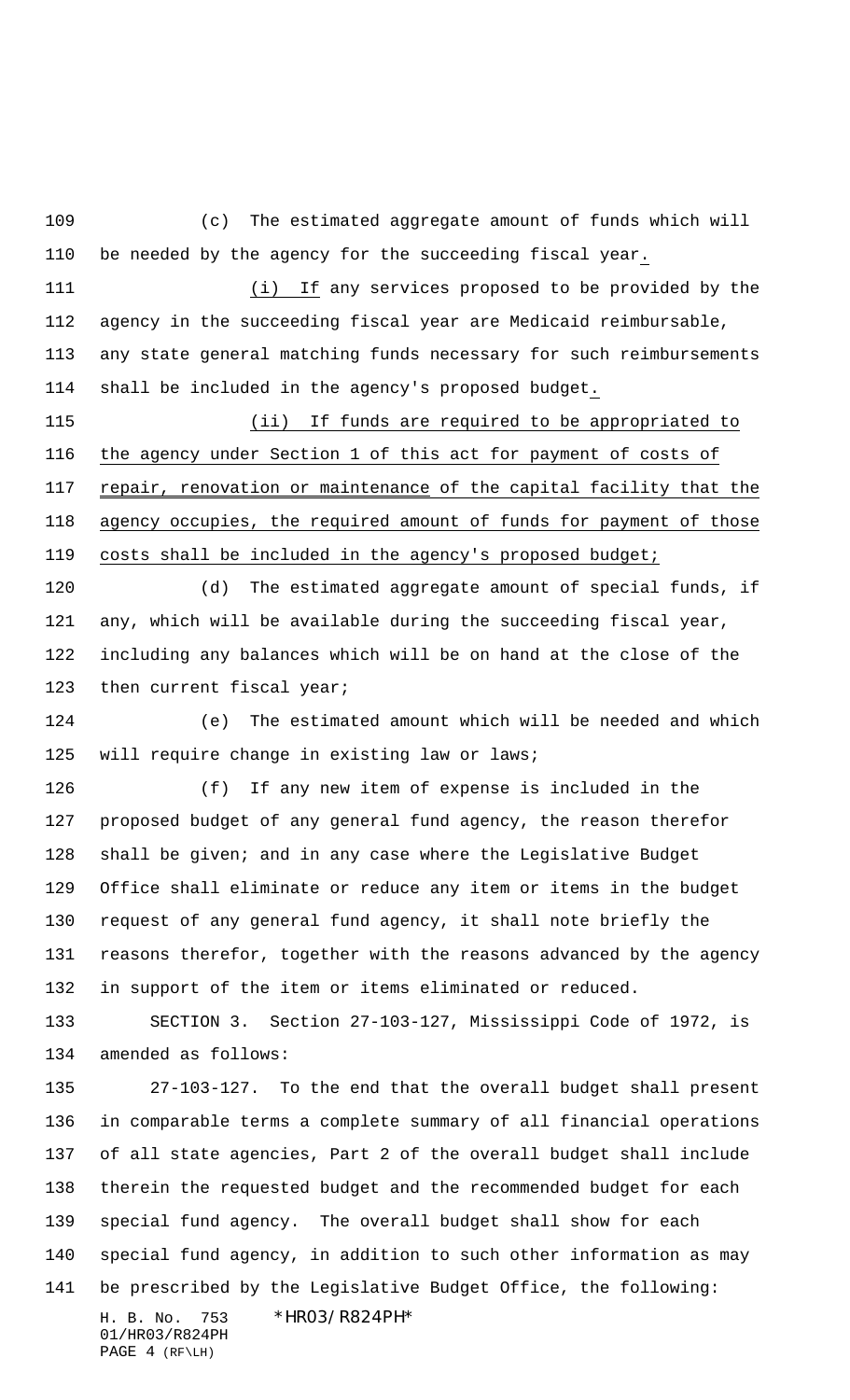(c) The estimated aggregate amount of funds which will be needed by the agency for the succeeding fiscal year.

(i) If any services proposed to be provided by the agency in the succeeding fiscal year are Medicaid reimbursable, any state general matching funds necessary for such reimbursements shall be included in the agency's proposed budget.

(ii) If funds are required to be appropriated to the agency under Section 1 of this act for payment of costs of repair, renovation or maintenance of the capital facility that the agency occupies, the required amount of funds for payment of those costs shall be included in the agency's proposed budget;

(d) The estimated aggregate amount of special funds, if any, which will be available during the succeeding fiscal year, including any balances which will be on hand at the close of the then current fiscal year;

(e) The estimated amount which will be needed and which will require change in existing law or laws;

(f) If any new item of expense is included in the proposed budget of any general fund agency, the reason therefor shall be given; and in any case where the Legislative Budget Office shall eliminate or reduce any item or items in the budget request of any general fund agency, it shall note briefly the reasons therefor, together with the reasons advanced by the agency in support of the item or items eliminated or reduced.

SECTION 3. Section 27-103-127, Mississippi Code of 1972, is amended as follows:

27-103-127. To the end that the overall budget shall present in comparable terms a complete summary of all financial operations of all state agencies, Part 2 of the overall budget shall include therein the requested budget and the recommended budget for each special fund agency. The overall budget shall show for each special fund agency, in addition to such other information as may be prescribed by the Legislative Budget Office, the following: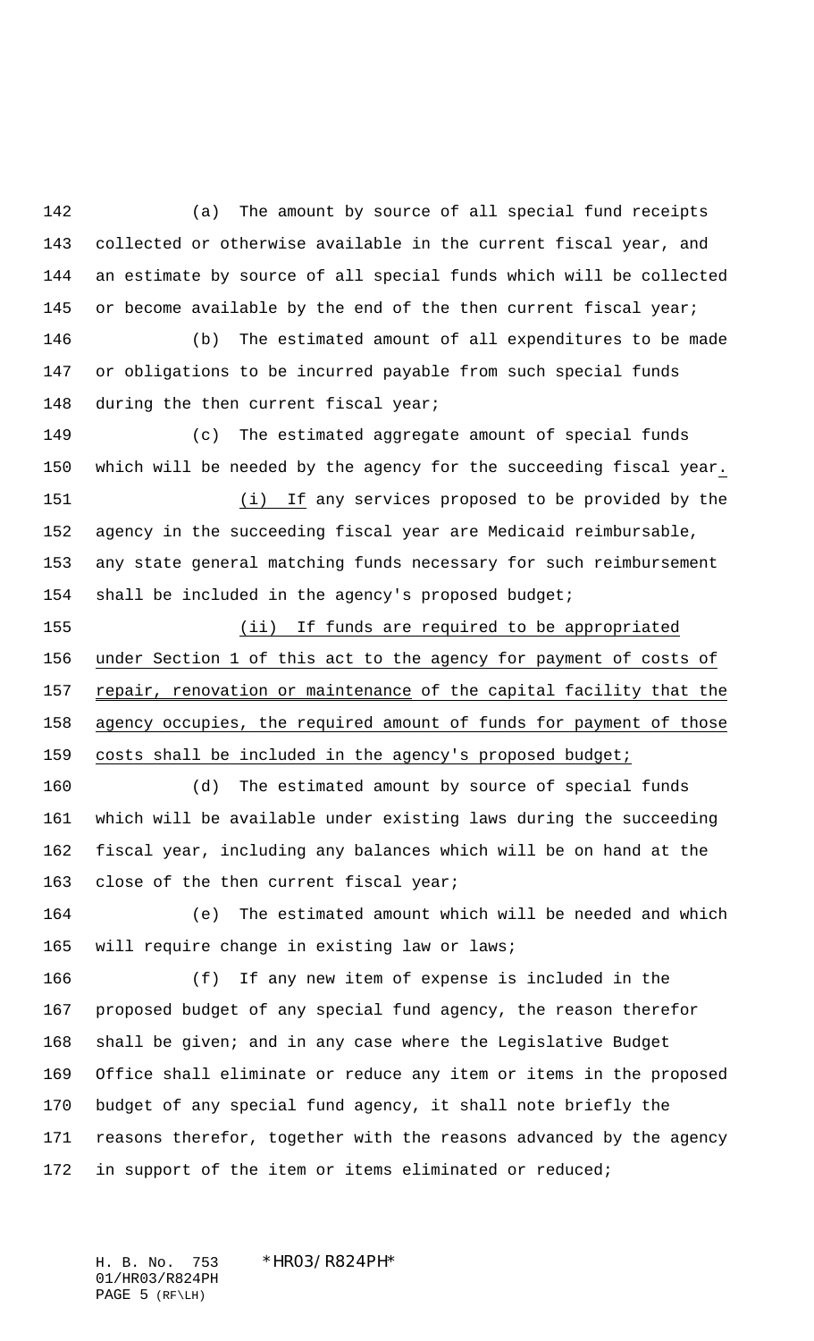(a) The amount by source of all special fund receipts collected or otherwise available in the current fiscal year, and an estimate by source of all special funds which will be collected or become available by the end of the then current fiscal year;

(b) The estimated amount of all expenditures to be made or obligations to be incurred payable from such special funds during the then current fiscal year;

(c) The estimated aggregate amount of special funds which will be needed by the agency for the succeeding fiscal year.

(i) If any services proposed to be provided by the agency in the succeeding fiscal year are Medicaid reimbursable, any state general matching funds necessary for such reimbursement shall be included in the agency's proposed budget;

(ii) If funds are required to be appropriated under Section 1 of this act to the agency for payment of costs of repair, renovation or maintenance of the capital facility that the agency occupies, the required amount of funds for payment of those costs shall be included in the agency's proposed budget;

(d) The estimated amount by source of special funds which will be available under existing laws during the succeeding fiscal year, including any balances which will be on hand at the close of the then current fiscal year;

(e) The estimated amount which will be needed and which will require change in existing law or laws;

(f) If any new item of expense is included in the proposed budget of any special fund agency, the reason therefor shall be given; and in any case where the Legislative Budget Office shall eliminate or reduce any item or items in the proposed budget of any special fund agency, it shall note briefly the reasons therefor, together with the reasons advanced by the agency in support of the item or items eliminated or reduced;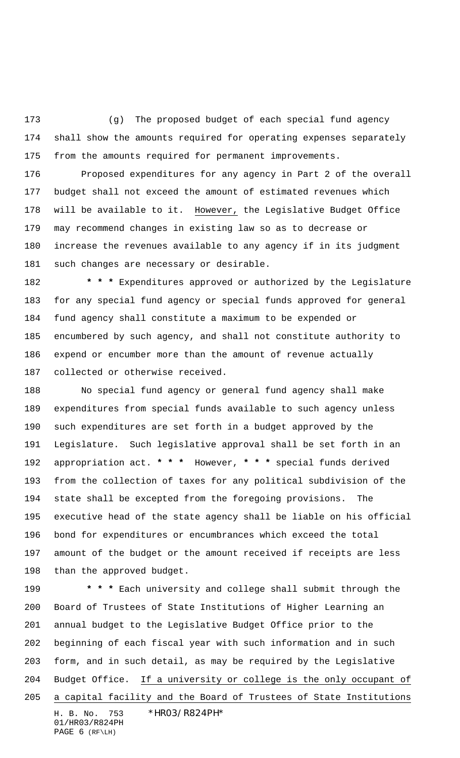(g) The proposed budget of each special fund agency shall show the amounts required for operating expenses separately from the amounts required for permanent improvements.

Proposed expenditures for any agency in Part 2 of the overall budget shall not exceed the amount of estimated revenues which will be available to it. However, the Legislative Budget Office may recommend changes in existing law so as to decrease or increase the revenues available to any agency if in its judgment such changes are necessary or desirable.

*** Expenditures approved or authorized by the Legislature for any special fund agency or special funds approved for general fund agency shall constitute a maximum to be expended or encumbered by such agency, and shall not constitute authority to expend or encumber more than the amount of revenue actually collected or otherwise received.

No special fund agency or general fund agency shall make expenditures from special funds available to such agency unless such expenditures are set forth in a budget approved by the Legislature. Such legislative approval shall be set forth in an appropriation act. *** However, *** special funds derived from the collection of taxes for any political subdivision of the state shall be excepted from the foregoing provisions. The executive head of the state agency shall be liable on his official bond for expenditures or encumbrances which exceed the total amount of the budget or the amount received if receipts are less than the approved budget.

*** Each university and college shall submit through the Board of Trustees of State Institutions of Higher Learning an annual budget to the Legislative Budget Office prior to the beginning of each fiscal year with such information and in such form, and in such detail, as may be required by the Legislative Budget Office. If a university or college is the only occupant of a capital facility and the Board of Trustees of State Institutions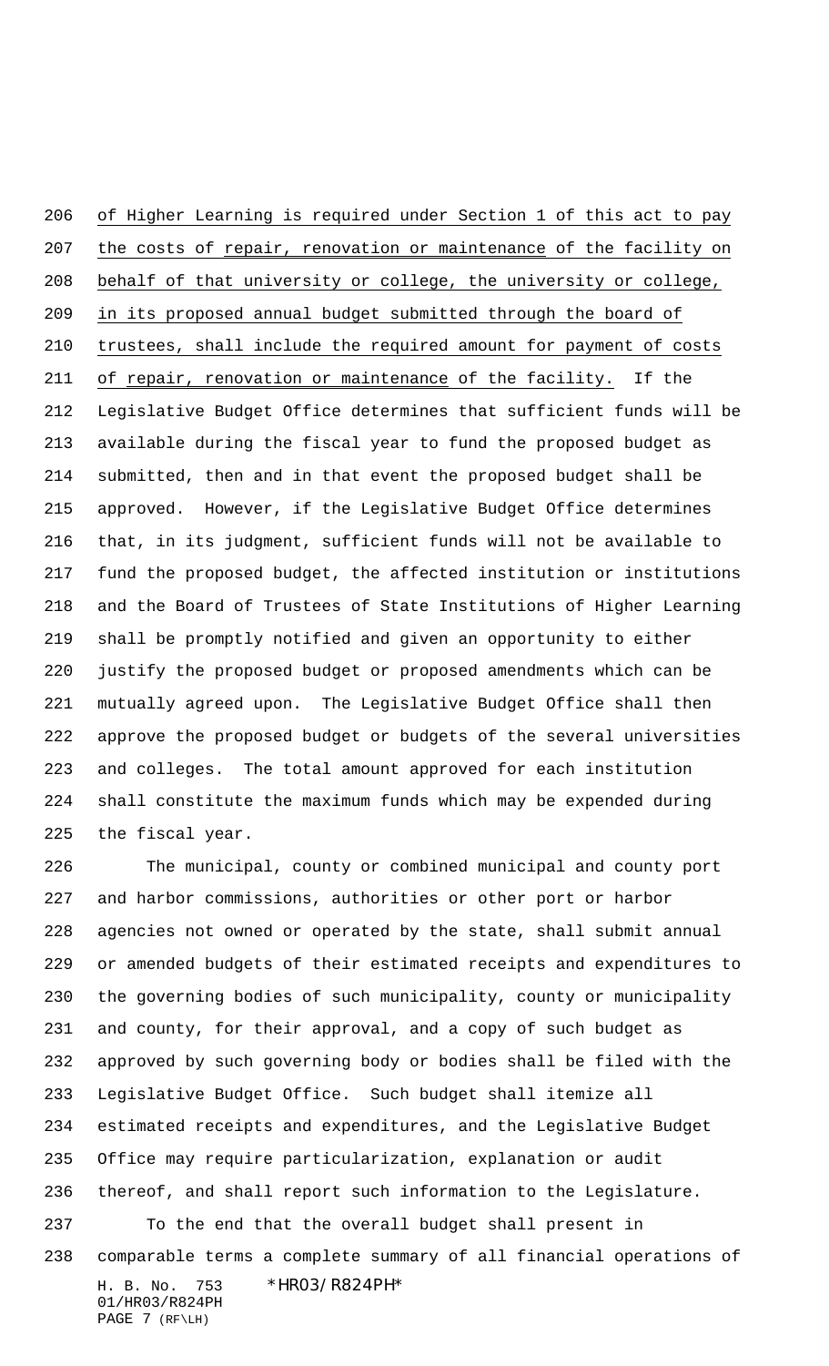of Higher Learning is required under Section 1 of this act to pay the costs of repair, renovation or maintenance of the facility on behalf of that university or college, the university or college, in its proposed annual budget submitted through the board of trustees, shall include the required amount for payment of costs of repair, renovation or maintenance of the facility. If the Legislative Budget Office determines that sufficient funds will be available during the fiscal year to fund the proposed budget as submitted, then and in that event the proposed budget shall be approved. However, if the Legislative Budget Office determines that, in its judgment, sufficient funds will not be available to fund the proposed budget, the affected institution or institutions and the Board of Trustees of State Institutions of Higher Learning shall be promptly notified and given an opportunity to either justify the proposed budget or proposed amendments which can be mutually agreed upon. The Legislative Budget Office shall then approve the proposed budget or budgets of the several universities and colleges. The total amount approved for each institution shall constitute the maximum funds which may be expended during the fiscal year.

The municipal, county or combined municipal and county port and harbor commissions, authorities or other port or harbor agencies not owned or operated by the state, shall submit annual or amended budgets of their estimated receipts and expenditures to the governing bodies of such municipality, county or municipality and county, for their approval, and a copy of such budget as approved by such governing body or bodies shall be filed with the Legislative Budget Office. Such budget shall itemize all estimated receipts and expenditures, and the Legislative Budget Office may require particularization, explanation or audit thereof, and shall report such information to the Legislature.

To the end that the overall budget shall present in comparable terms a complete summary of all financial operations of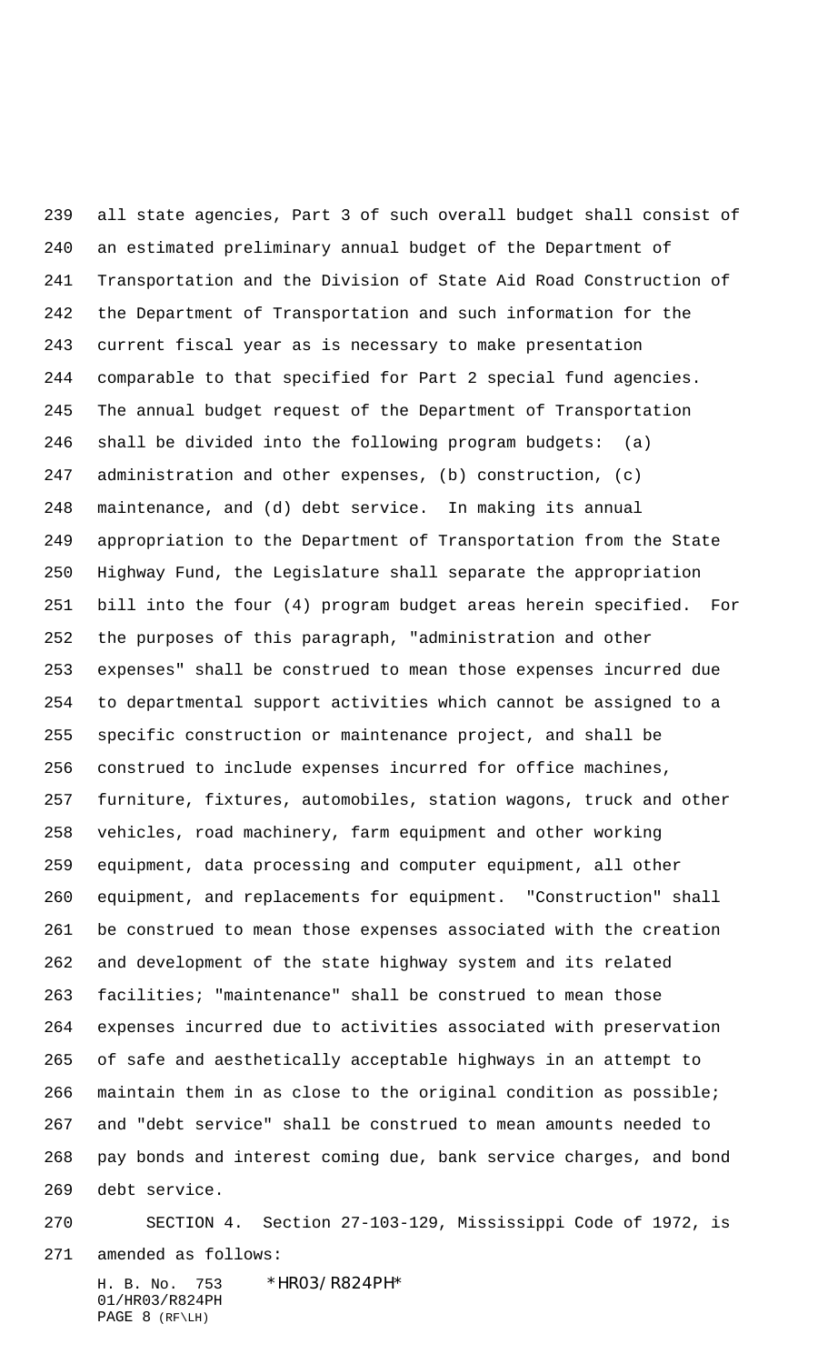all state agencies, Part 3 of such overall budget shall consist of an estimated preliminary annual budget of the Department of Transportation and the Division of State Aid Road Construction of the Department of Transportation and such information for the current fiscal year as is necessary to make presentation comparable to that specified for Part 2 special fund agencies. The annual budget request of the Department of Transportation shall be divided into the following program budgets: (a) administration and other expenses, (b) construction, (c) maintenance, and (d) debt service. In making its annual appropriation to the Department of Transportation from the State Highway Fund, the Legislature shall separate the appropriation bill into the four (4) program budget areas herein specified. For the purposes of this paragraph, "administration and other expenses" shall be construed to mean those expenses incurred due to departmental support activities which cannot be assigned to a specific construction or maintenance project, and shall be construed to include expenses incurred for office machines, furniture, fixtures, automobiles, station wagons, truck and other vehicles, road machinery, farm equipment and other working equipment, data processing and computer equipment, all other equipment, and replacements for equipment. "Construction" shall be construed to mean those expenses associated with the creation and development of the state highway system and its related facilities; "maintenance" shall be construed to mean those expenses incurred due to activities associated with preservation of safe and aesthetically acceptable highways in an attempt to maintain them in as close to the original condition as possible; and "debt service" shall be construed to mean amounts needed to pay bonds and interest coming due, bank service charges, and bond debt service.

SECTION 4. Section 27-103-129, Mississippi Code of 1972, is amended as follows: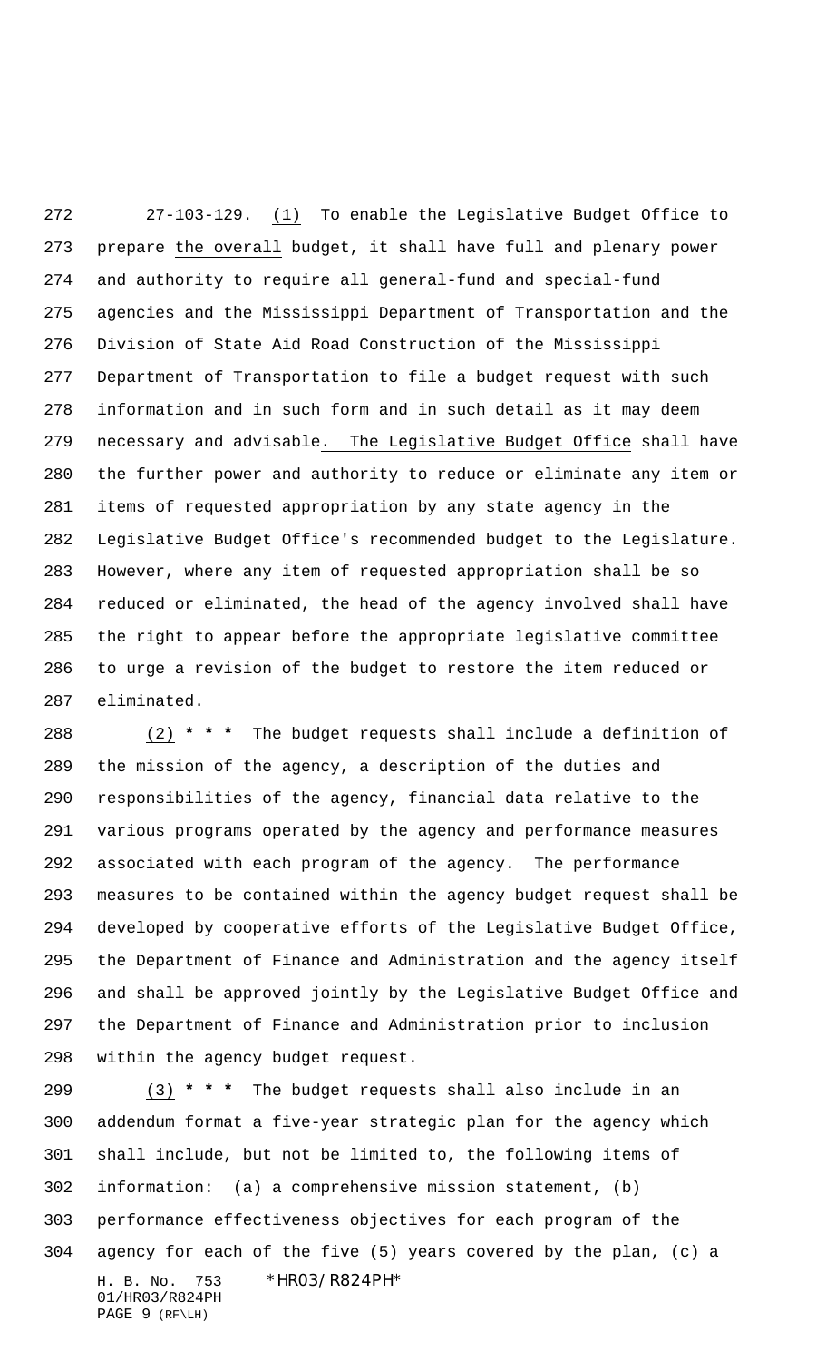27-103-129. (1) To enable the Legislative Budget Office to prepare the overall budget, it shall have full and plenary power and authority to require all general-fund and special-fund agencies and the Mississippi Department of Transportation and the Division of State Aid Road Construction of the Mississippi Department of Transportation to file a budget request with such information and in such form and in such detail as it may deem necessary and advisable. The Legislative Budget Office shall have the further power and authority to reduce or eliminate any item or items of requested appropriation by any state agency in the Legislative Budget Office's recommended budget to the Legislature. However, where any item of requested appropriation shall be so reduced or eliminated, the head of the agency involved shall have the right to appear before the appropriate legislative committee to urge a revision of the budget to restore the item reduced or eliminated.

(2) * * * The budget requests shall include a definition of the mission of the agency, a description of the duties and responsibilities of the agency, financial data relative to the various programs operated by the agency and performance measures associated with each program of the agency. The performance measures to be contained within the agency budget request shall be developed by cooperative efforts of the Legislative Budget Office, the Department of Finance and Administration and the agency itself and shall be approved jointly by the Legislative Budget Office and the Department of Finance and Administration prior to inclusion within the agency budget request.

(3) * * * The budget requests shall also include in an addendum format a five-year strategic plan for the agency which shall include, but not be limited to, the following items of information: (a) a comprehensive mission statement, (b) performance effectiveness objectives for each program of the agency for each of the five (5) years covered by the plan, (c) a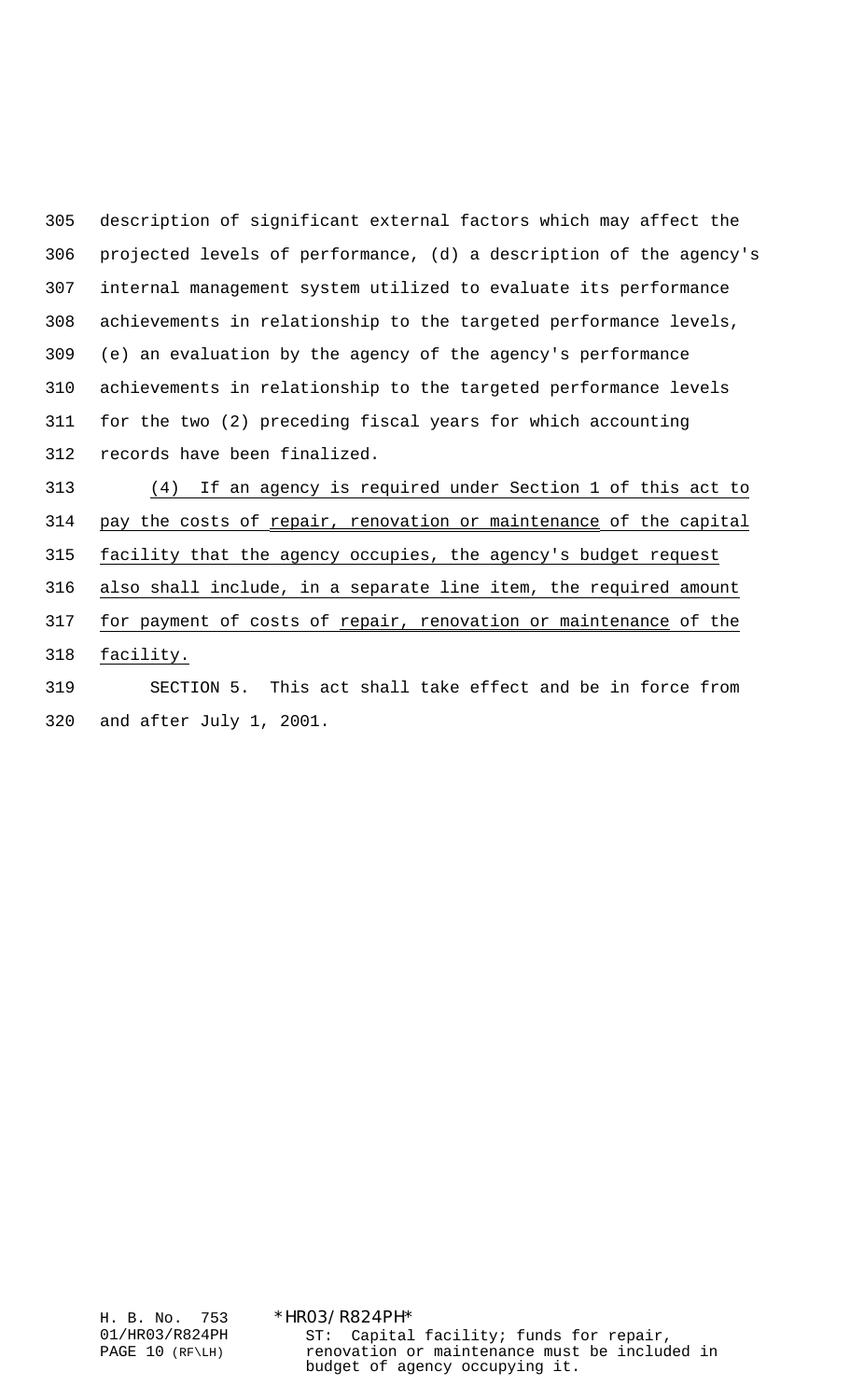description of significant external factors which may affect the projected levels of performance, (d) a description of the agency's internal management system utilized to evaluate its performance achievements in relationship to the targeted performance levels, (e) an evaluation by the agency of the agency's performance achievements in relationship to the targeted performance levels for the two (2) preceding fiscal years for which accounting records have been finalized.

(4) If an agency is required under Section 1 of this act to pay the costs of repair, renovation or maintenance of the capital facility that the agency occupies, the agency's budget request also shall include, in a separate line item, the required amount for payment of costs of repair, renovation or maintenance of the facility.

SECTION 5. This act shall take effect and be in force from and after July 1, 2001.

ST: Capital facility; funds for repair, renovation or maintenance must be included in budget of agency occupying it.